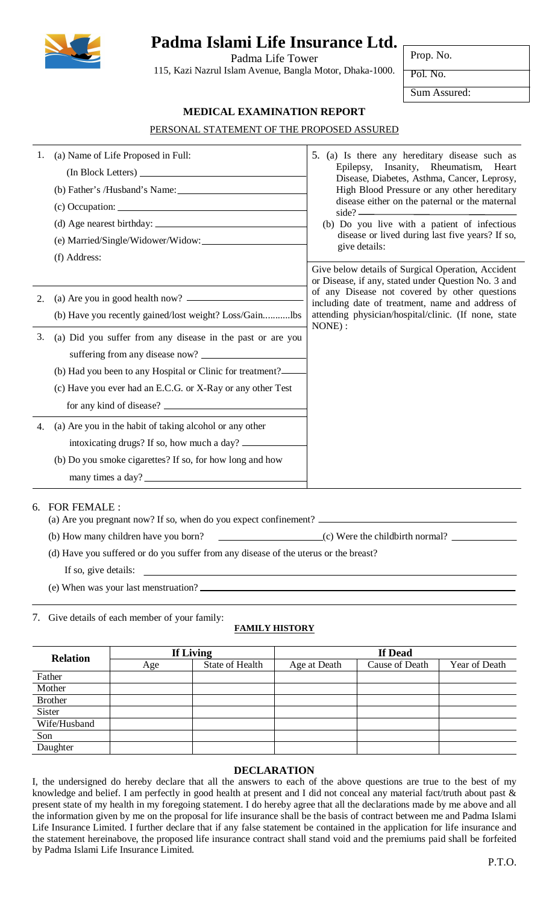# Padma Islami Life Insurance Ltd.

Padma Life Tower
115, Kazi Nazrul Islam Avenue, Bangla Motor, Dhaka-1000.

| Prop. No. |
|---|
| Pol. No. |
| Sum Assured: |

## MEDICAL EXAMINATION REPORT

### PERSONAL STATEMENT OF THE PROPOSED ASSURED

1. (a) Name of Life Proposed in Full:
   (In Block Letters) ____________________
   (b) Father's /Husband's Name: ____________________
   (c) Occupation: ____________________
   (d) Age nearest birthday: ____________________
   (e) Married/Single/Widower/Widow: ____________________
   (f) Address:

2. (a) Are you in good health now? ____________________
   (b) Have you recently gained/lost weight? Loss/Gain............lbs

3. (a) Did you suffer from any disease in the past or are you suffering from any disease now? ____________________
   (b) Had you been to any Hospital or Clinic for treatment? ____________________
   (c) Have you ever had an E.C.G. or X-Ray or any other Test for any kind of disease? ____________________

4. (a) Are you in the habit of taking alcohol or any other intoxicating drugs? If so, how much a day? ____________________
   (b) Do you smoke cigarettes? If so, for how long and how many times a day? ____________________

5. (a) Is there any hereditary disease such as Epilepsy, Insanity, Rheumatism, Heart Disease, Diabetes, Asthma, Cancer, Leprosy, High Blood Pressure or any other hereditary disease either on the paternal or the maternal side? ____________________
   (b) Do you live with a patient of infectious disease or lived during last five years? If so, give details:

Give below details of Surgical Operation, Accident or Disease, if any, stated under Question No. 3 and of any Disease not covered by other questions including date of treatment, name and address of attending physician/hospital/clinic. (If none, state NONE) :

6. FOR FEMALE :
   (a) Are you pregnant now? If so, when do you expect confinement? ____________________
   (b) How many children have you born? ____________________ (c) Were the childbirth normal? ____________________
   (d) Have you suffered or do you suffer from any disease of the uterus or the breast?
   If so, give details: ____________________
   (e) When was your last menstruation? ____________________

7. Give details of each member of your family:

### FAMILY HISTORY

| Relation | If Living | | If Dead | | |
|---|---|---|---|---|---|
| | Age | State of Health | Age at Death | Cause of Death | Year of Death |
| Father | | | | | |
| Mother | | | | | |
| Brother | | | | | |
| Sister | | | | | |
| Wife/Husband | | | | | |
| Son | | | | | |
| Daughter | | | | | |

### DECLARATION

I, the undersigned do hereby declare that all the answers to each of the above questions are true to the best of my knowledge and belief. I am perfectly in good health at present and I did not conceal any material fact/truth about past & present state of my health in my foregoing statement. I do hereby agree that all the declarations made by me above and all the information given by me on the proposal for life insurance shall be the basis of contract between me and Padma Islami Life Insurance Limited. I further declare that if any false statement be contained in the application for life insurance and the statement hereinabove, the proposed life insurance contract shall stand void and the premiums paid shall be forfeited by Padma Islami Life Insurance Limited.

P.T.O.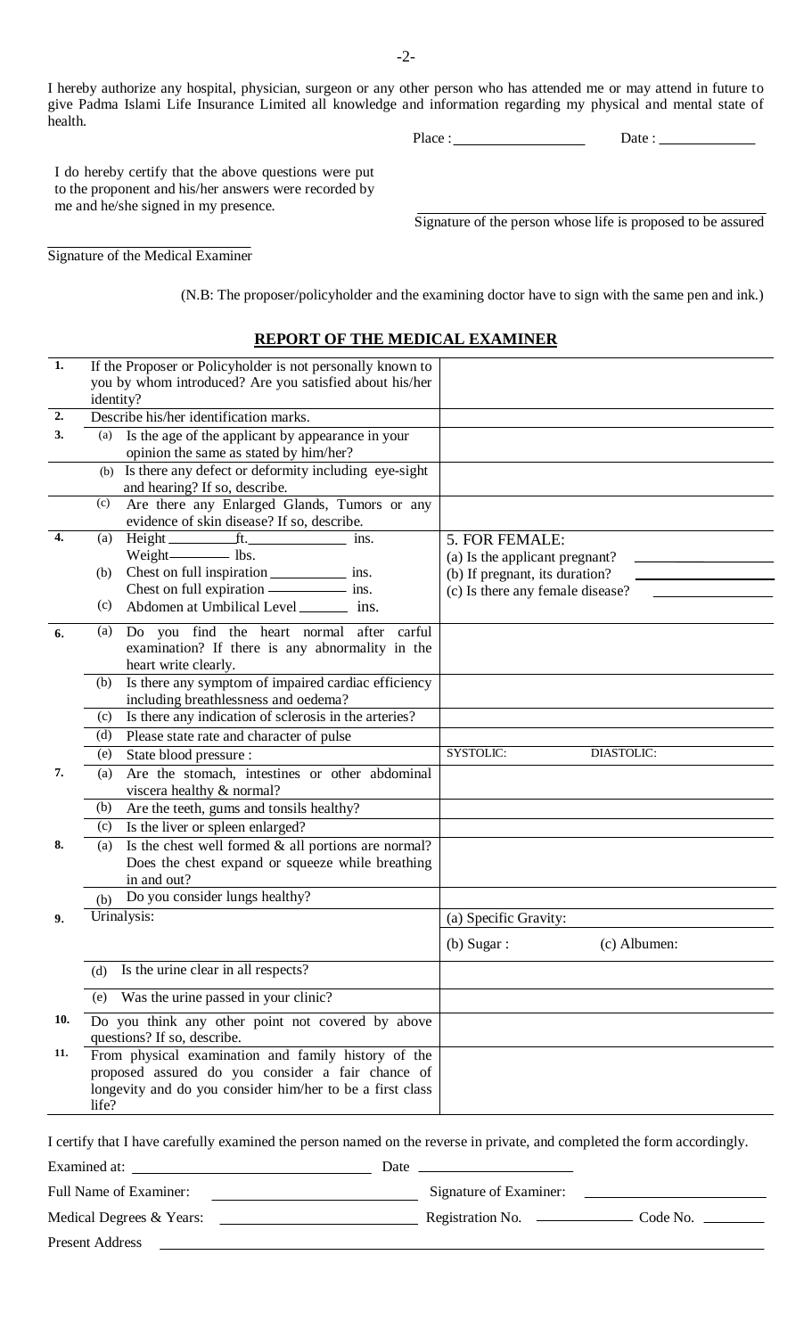I hereby authorize any hospital, physician, surgeon or any other person who has attended me or may attend in future to give Padma Islami Life Insurance Limited all knowledge and information regarding my physical and mental state of health.

Place : ________________ Date : ____________

I do hereby certify that the above questions were put to the proponent and his/her answers were recorded by me and he/she signed in my presence.

_________________________________________
Signature of the person whose life is proposed to be assured

_________________________
Signature of the Medical Examiner

(N.B: The proposer/policyholder and the examining doctor have to sign with the same pen and ink.)

## REPORT OF THE MEDICAL EXAMINER

| | | |
|---|---|---|
| **1.** | If the Proposer or Policyholder is not personally known to you by whom introduced? Are you satisfied about his/her identity? | |
| **2.** | Describe his/her identification marks. | |
| **3.** | (a) Is the age of the applicant by appearance in your opinion the same as stated by him/her? | |
| | (b) Is there any defect or deformity including eye-sight and hearing? If so, describe. | |
| | (c) Are there any Enlarged Glands, Tumors or any evidence of skin disease? If so, describe. | |
| **4.** | (a) Height ________ft. ____________ ins.<br>Weight ________ lbs.<br>(b) Chest on full inspiration __________ ins.<br>Chest on full expiration __________ ins.<br>(c) Abdomen at Umbilical Level _______ ins. | 5. FOR FEMALE:<br>(a) Is the applicant pregnant? ____________<br>(b) If pregnant, its duration? ____________<br>(c) Is there any female disease? ____________ |
| **6.** | (a) Do you find the heart normal after carful examination? If there is any abnormality in the heart write clearly. | |
| | (b) Is there any symptom of impaired cardiac efficiency including breathlessness and oedema? | |
| | (c) Is there any indication of sclerosis in the arteries? | |
| | (d) Please state rate and character of pulse | |
| | (e) State blood pressure : | SYSTOLIC: DIASTOLIC: |
| **7.** | (a) Are the stomach, intestines or other abdominal viscera healthy & normal? | |
| | (b) Are the teeth, gums and tonsils healthy? | |
| | (c) Is the liver or spleen enlarged? | |
| **8.** | (a) Is the chest well formed & all portions are normal? Does the chest expand or squeeze while breathing in and out? | |
| | (b) Do you consider lungs healthy? | |
| **9.** | Urinalysis: | (a) Specific Gravity:<br>(b) Sugar : (c) Albumen: |
| | (d) Is the urine clear in all respects? | |
| | (e) Was the urine passed in your clinic? | |
| **10.** | Do you think any other point not covered by above questions? If so, describe. | |
| **11.** | From physical examination and family history of the proposed assured do you consider a fair chance of longevity and do you consider him/her to be a first class life? | |

I certify that I have carefully examined the person named on the reverse in private, and completed the form accordingly.

Examined at: ______________________________ Date ____________________

Full Name of Examiner: __________________________ Signature of Examiner: ______________________

Medical Degrees & Years: __________________________ Registration No. ____________ Code No. ________

Present Address ______________________________________________________________________________